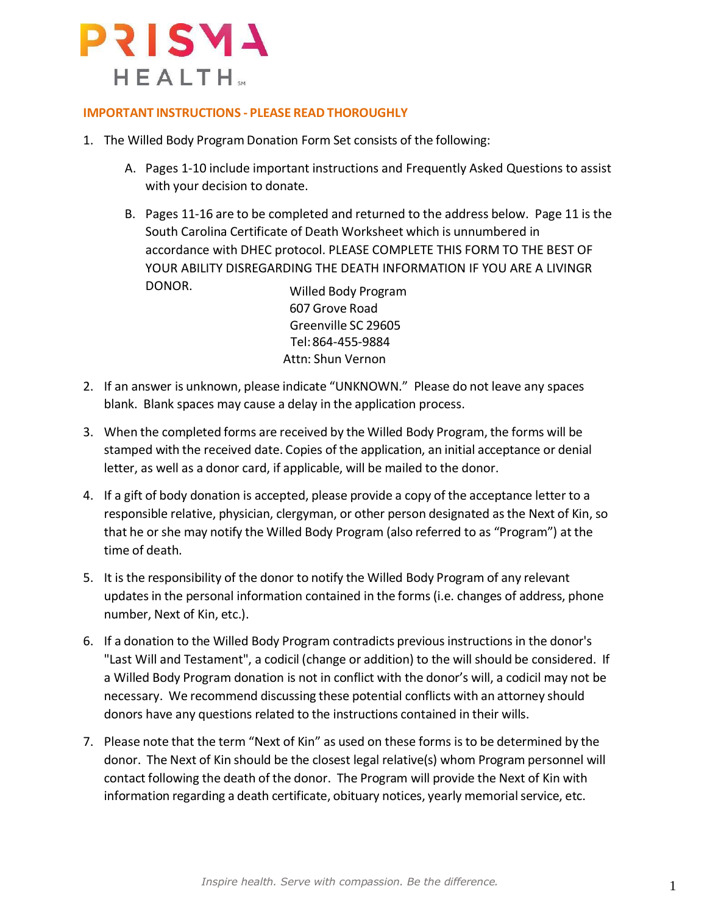PRISMA HEALTH

**IMPORTANT INSTRUCTIONS - PLEASE READ THOROUGHLY**

1. The Willed Body Program Donation Form Set consists of the following:

   A. Pages 1-10 include important instructions and Frequently Asked Questions to assist with your decision to donate.

   B. Pages 11-16 are to be completed and returned to the address below. Page 11 is the South Carolina Certificate of Death Worksheet which is unnumbered in accordance with DHEC protocol. PLEASE COMPLETE THIS FORM TO THE BEST OF YOUR ABILITY DISREGARDING THE DEATH INFORMATION IF YOU ARE A LIVINGR DONOR.

      Willed Body Program
      607 Grove Road
      Greenville SC 29605
      Tel: 864-455-9884
      Attn: Shun Vernon

2. If an answer is unknown, please indicate "UNKNOWN." Please do not leave any spaces blank. Blank spaces may cause a delay in the application process.

3. When the completed forms are received by the Willed Body Program, the forms will be stamped with the received date. Copies of the application, an initial acceptance or denial letter, as well as a donor card, if applicable, will be mailed to the donor.

4. If a gift of body donation is accepted, please provide a copy of the acceptance letter to a responsible relative, physician, clergyman, or other person designated as the Next of Kin, so that he or she may notify the Willed Body Program (also referred to as "Program") at the time of death.

5. It is the responsibility of the donor to notify the Willed Body Program of any relevant updates in the personal information contained in the forms (i.e. changes of address, phone number, Next of Kin, etc.).

6. If a donation to the Willed Body Program contradicts previous instructions in the donor's "Last Will and Testament", a codicil (change or addition) to the will should be considered. If a Willed Body Program donation is not in conflict with the donor's will, a codicil may not be necessary. We recommend discussing these potential conflicts with an attorney should donors have any questions related to the instructions contained in their wills.

7. Please note that the term "Next of Kin" as used on these forms is to be determined by the donor. The Next of Kin should be the closest legal relative(s) whom Program personnel will contact following the death of the donor. The Program will provide the Next of Kin with information regarding a death certificate, obituary notices, yearly memorial service, etc.

*Inspire health. Serve with compassion. Be the difference.*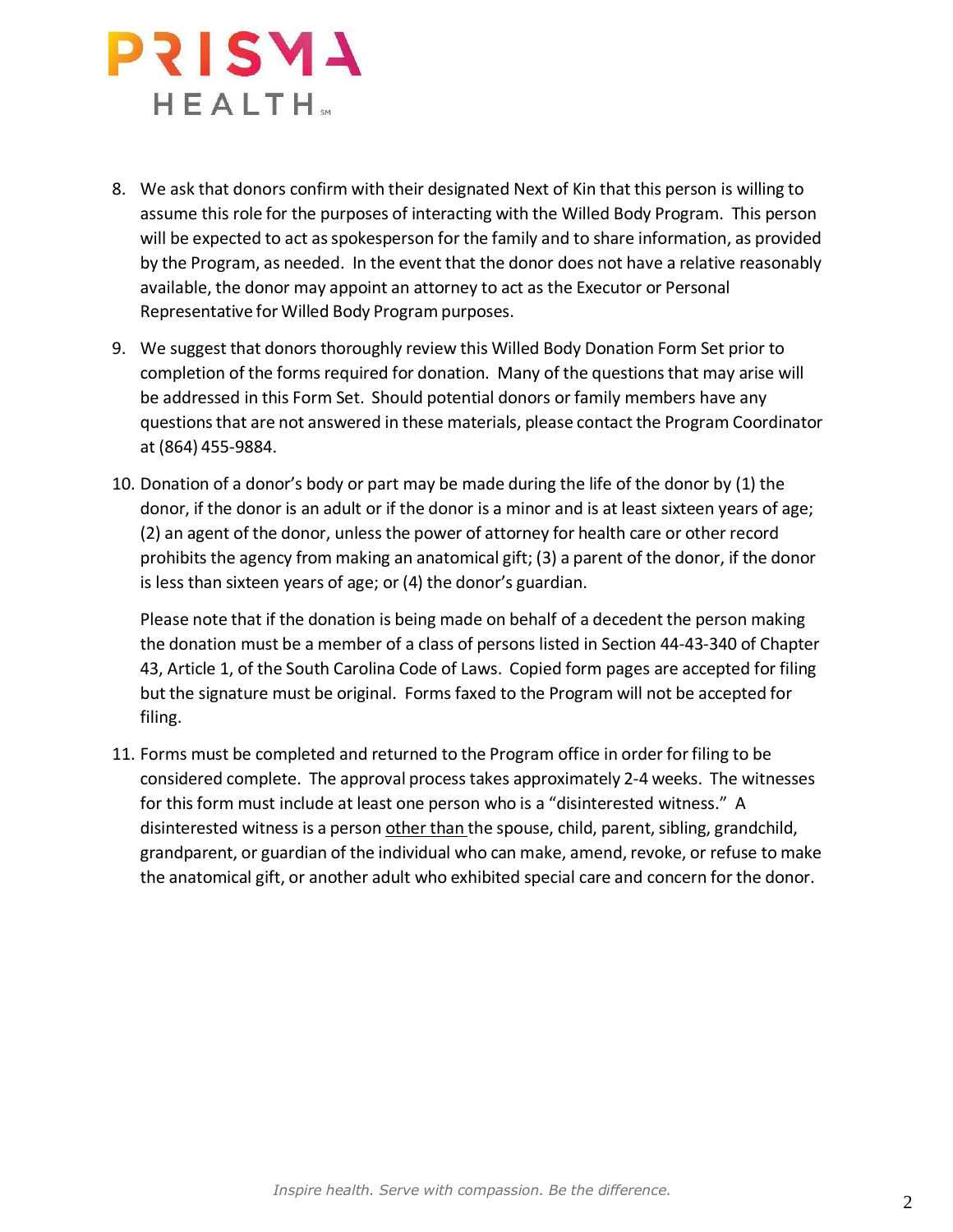8. We ask that donors confirm with their designated Next of Kin that this person is willing to assume this role for the purposes of interacting with the Willed Body Program. This person will be expected to act as spokesperson for the family and to share information, as provided by the Program, as needed. In the event that the donor does not have a relative reasonably available, the donor may appoint an attorney to act as the Executor or Personal Representative for Willed Body Program purposes.

9. We suggest that donors thoroughly review this Willed Body Donation Form Set prior to completion of the forms required for donation. Many of the questions that may arise will be addressed in this Form Set. Should potential donors or family members have any questions that are not answered in these materials, please contact the Program Coordinator at (864) 455-9884.

10. Donation of a donor's body or part may be made during the life of the donor by (1) the donor, if the donor is an adult or if the donor is a minor and is at least sixteen years of age; (2) an agent of the donor, unless the power of attorney for health care or other record prohibits the agency from making an anatomical gift; (3) a parent of the donor, if the donor is less than sixteen years of age; or (4) the donor's guardian.

    Please note that if the donation is being made on behalf of a decedent the person making the donation must be a member of a class of persons listed in Section 44-43-340 of Chapter 43, Article 1, of the South Carolina Code of Laws. Copied form pages are accepted for filing but the signature must be original. Forms faxed to the Program will not be accepted for filing.

11. Forms must be completed and returned to the Program office in order for filing to be considered complete. The approval process takes approximately 2-4 weeks. The witnesses for this form must include at least one person who is a "disinterested witness." A disinterested witness is a person <u>other than</u> the spouse, child, parent, sibling, grandchild, grandparent, or guardian of the individual who can make, amend, revoke, or refuse to make the anatomical gift, or another adult who exhibited special care and concern for the donor.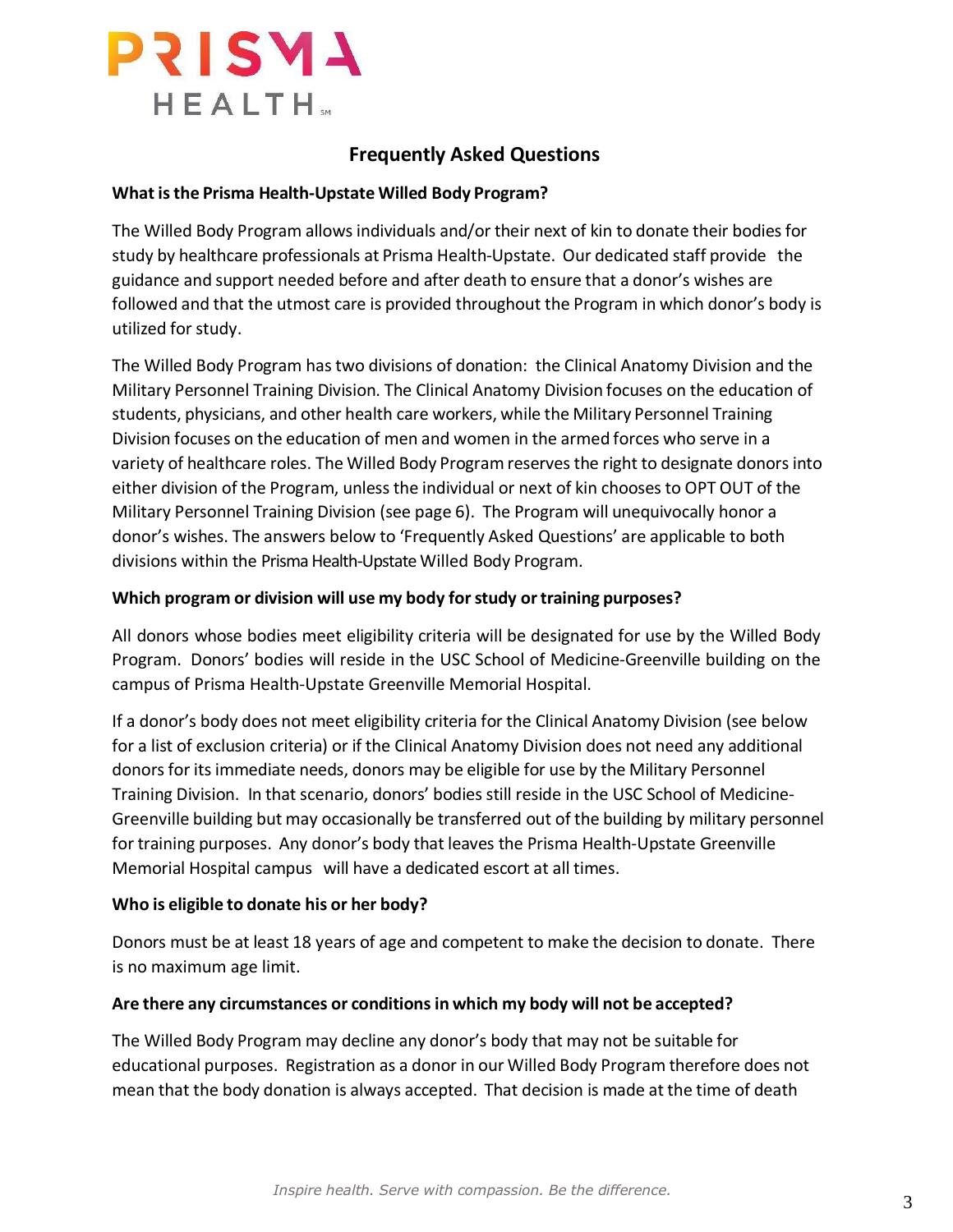## Frequently Asked Questions

**What is the Prisma Health-Upstate Willed Body Program?**

The Willed Body Program allows individuals and/or their next of kin to donate their bodies for study by healthcare professionals at Prisma Health-Upstate. Our dedicated staff provide the guidance and support needed before and after death to ensure that a donor's wishes are followed and that the utmost care is provided throughout the Program in which donor's body is utilized for study.

The Willed Body Program has two divisions of donation: the Clinical Anatomy Division and the Military Personnel Training Division. The Clinical Anatomy Division focuses on the education of students, physicians, and other health care workers, while the Military Personnel Training Division focuses on the education of men and women in the armed forces who serve in a variety of healthcare roles. The Willed Body Program reserves the right to designate donors into either division of the Program, unless the individual or next of kin chooses to OPT OUT of the Military Personnel Training Division (see page 6). The Program will unequivocally honor a donor's wishes. The answers below to 'Frequently Asked Questions' are applicable to both divisions within the Prisma Health-Upstate Willed Body Program.

**Which program or division will use my body for study or training purposes?**

All donors whose bodies meet eligibility criteria will be designated for use by the Willed Body Program. Donors' bodies will reside in the USC School of Medicine-Greenville building on the campus of Prisma Health-Upstate Greenville Memorial Hospital.

If a donor's body does not meet eligibility criteria for the Clinical Anatomy Division (see below for a list of exclusion criteria) or if the Clinical Anatomy Division does not need any additional donors for its immediate needs, donors may be eligible for use by the Military Personnel Training Division. In that scenario, donors' bodies still reside in the USC School of Medicine-Greenville building but may occasionally be transferred out of the building by military personnel for training purposes. Any donor's body that leaves the Prisma Health-Upstate Greenville Memorial Hospital campus will have a dedicated escort at all times.

**Who is eligible to donate his or her body?**

Donors must be at least 18 years of age and competent to make the decision to donate. There is no maximum age limit.

**Are there any circumstances or conditions in which my body will not be accepted?**

The Willed Body Program may decline any donor's body that may not be suitable for educational purposes. Registration as a donor in our Willed Body Program therefore does not mean that the body donation is always accepted. That decision is made at the time of death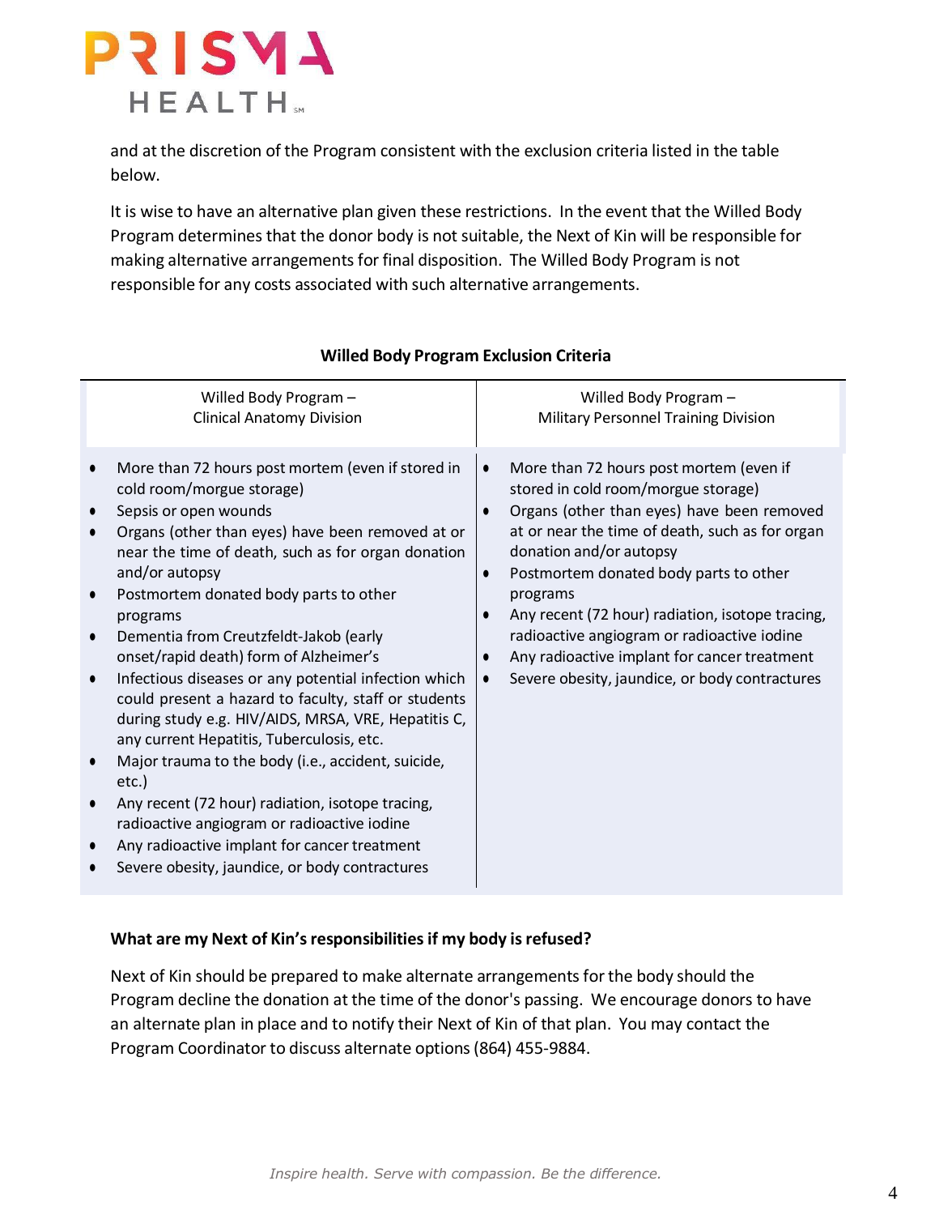and at the discretion of the Program consistent with the exclusion criteria listed in the table below.

It is wise to have an alternative plan given these restrictions. In the event that the Willed Body Program determines that the donor body is not suitable, the Next of Kin will be responsible for making alternative arrangements for final disposition. The Willed Body Program is not responsible for any costs associated with such alternative arrangements.

**Willed Body Program Exclusion Criteria**

| Willed Body Program – Clinical Anatomy Division | Willed Body Program – Military Personnel Training Division |
|---|---|
| • More than 72 hours post mortem (even if stored in cold room/morgue storage)<br>• Sepsis or open wounds<br>• Organs (other than eyes) have been removed at or near the time of death, such as for organ donation and/or autopsy<br>• Postmortem donated body parts to other programs<br>• Dementia from Creutzfeldt-Jakob (early onset/rapid death) form of Alzheimer's<br>• Infectious diseases or any potential infection which could present a hazard to faculty, staff or students during study e.g. HIV/AIDS, MRSA, VRE, Hepatitis C, any current Hepatitis, Tuberculosis, etc.<br>• Major trauma to the body (i.e., accident, suicide, etc.)<br>• Any recent (72 hour) radiation, isotope tracing, radioactive angiogram or radioactive iodine<br>• Any radioactive implant for cancer treatment<br>• Severe obesity, jaundice, or body contractures | • More than 72 hours post mortem (even if stored in cold room/morgue storage)<br>• Organs (other than eyes) have been removed at or near the time of death, such as for organ donation and/or autopsy<br>• Postmortem donated body parts to other programs<br>• Any recent (72 hour) radiation, isotope tracing, radioactive angiogram or radioactive iodine<br>• Any radioactive implant for cancer treatment<br>• Severe obesity, jaundice, or body contractures |

**What are my Next of Kin's responsibilities if my body is refused?**

Next of Kin should be prepared to make alternate arrangements for the body should the Program decline the donation at the time of the donor's passing. We encourage donors to have an alternate plan in place and to notify their Next of Kin of that plan. You may contact the Program Coordinator to discuss alternate options (864) 455-9884.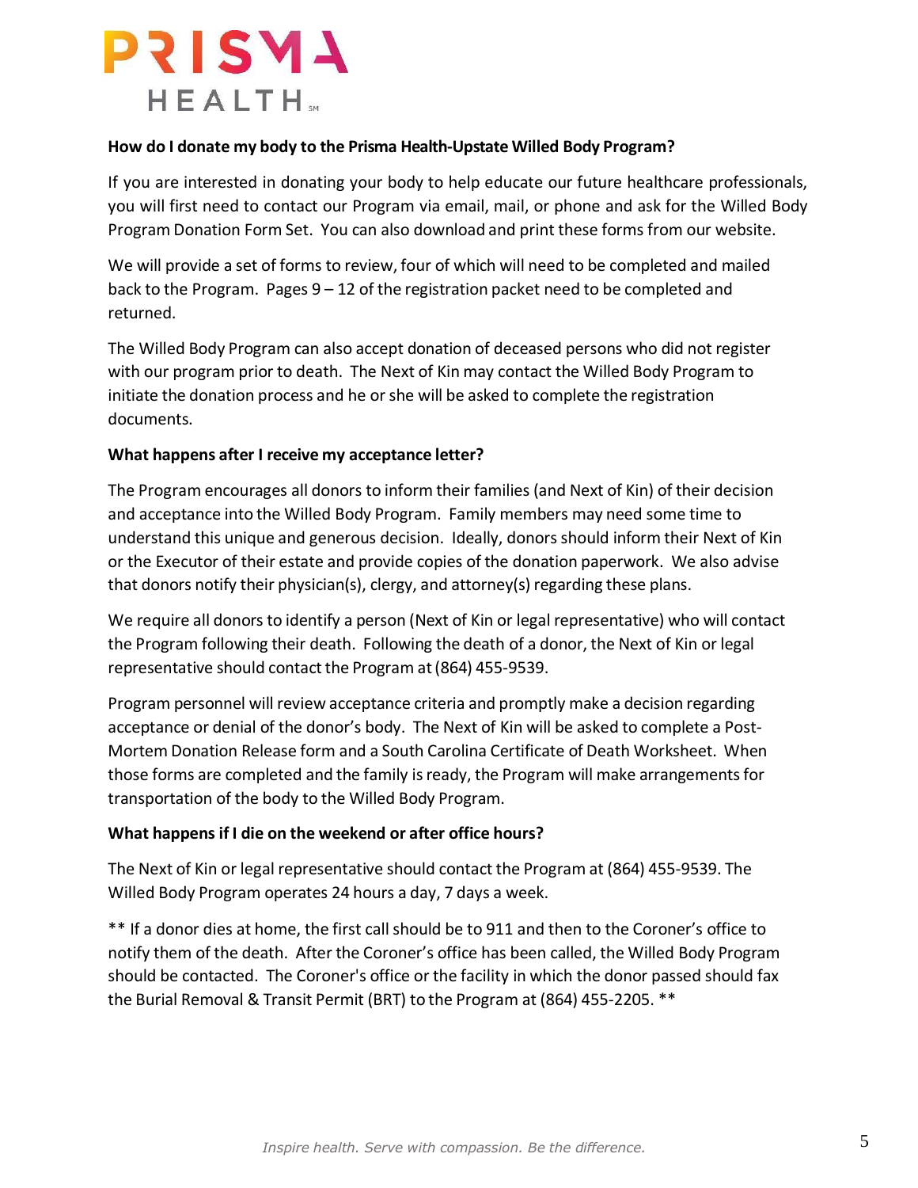**How do I donate my body to the Prisma Health-Upstate Willed Body Program?**

If you are interested in donating your body to help educate our future healthcare professionals, you will first need to contact our Program via email, mail, or phone and ask for the Willed Body Program Donation Form Set. You can also download and print these forms from our website.

We will provide a set of forms to review, four of which will need to be completed and mailed back to the Program. Pages 9 – 12 of the registration packet need to be completed and returned.

The Willed Body Program can also accept donation of deceased persons who did not register with our program prior to death. The Next of Kin may contact the Willed Body Program to initiate the donation process and he or she will be asked to complete the registration documents.

**What happens after I receive my acceptance letter?**

The Program encourages all donors to inform their families (and Next of Kin) of their decision and acceptance into the Willed Body Program. Family members may need some time to understand this unique and generous decision. Ideally, donors should inform their Next of Kin or the Executor of their estate and provide copies of the donation paperwork. We also advise that donors notify their physician(s), clergy, and attorney(s) regarding these plans.

We require all donors to identify a person (Next of Kin or legal representative) who will contact the Program following their death. Following the death of a donor, the Next of Kin or legal representative should contact the Program at (864) 455-9539.

Program personnel will review acceptance criteria and promptly make a decision regarding acceptance or denial of the donor's body. The Next of Kin will be asked to complete a Post-Mortem Donation Release form and a South Carolina Certificate of Death Worksheet. When those forms are completed and the family is ready, the Program will make arrangements for transportation of the body to the Willed Body Program.

**What happens if I die on the weekend or after office hours?**

The Next of Kin or legal representative should contact the Program at (864) 455-9539. The Willed Body Program operates 24 hours a day, 7 days a week.

** If a donor dies at home, the first call should be to 911 and then to the Coroner's office to notify them of the death. After the Coroner's office has been called, the Willed Body Program should be contacted. The Coroner's office or the facility in which the donor passed should fax the Burial Removal & Transit Permit (BRT) to the Program at (864) 455-2205. **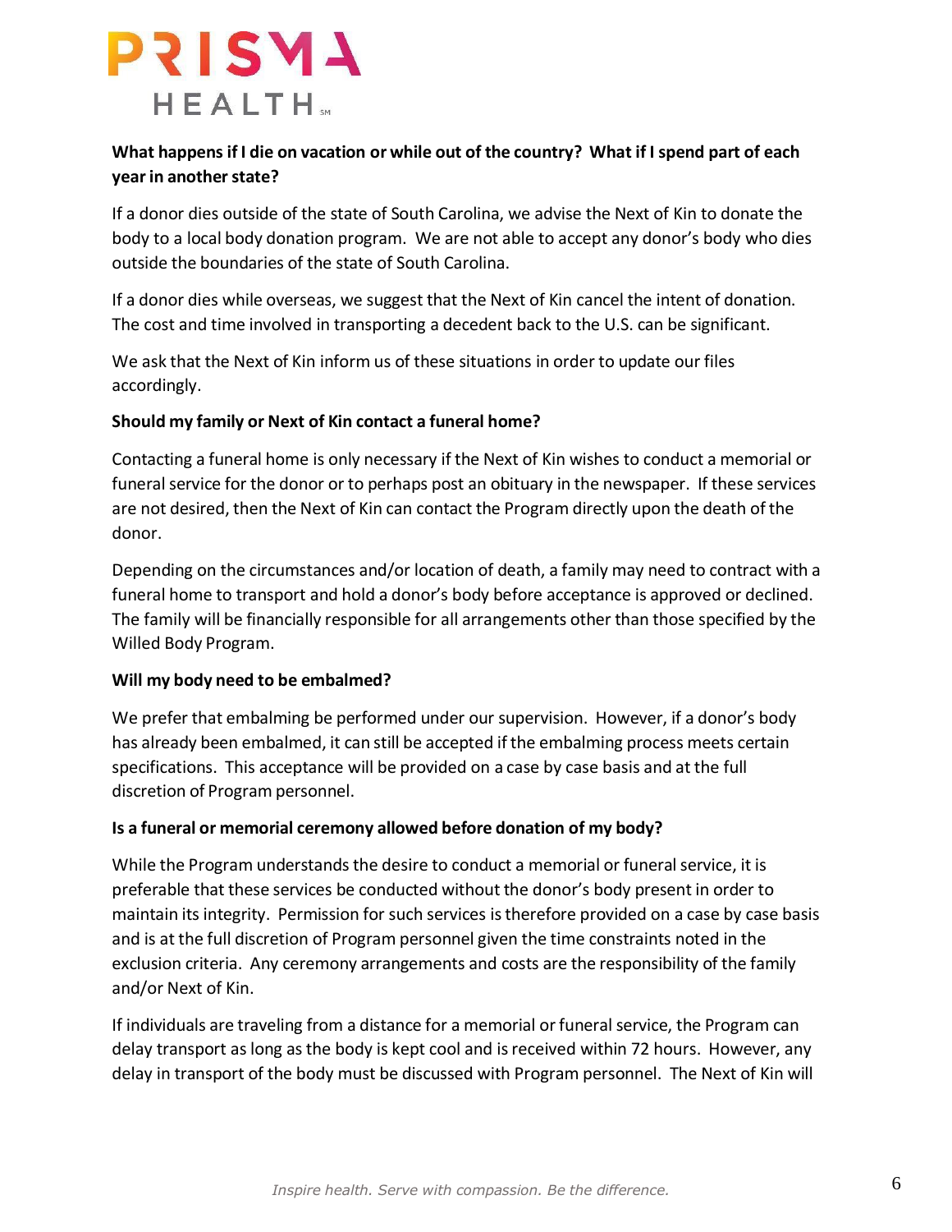**What happens if I die on vacation or while out of the country? What if I spend part of each year in another state?**

If a donor dies outside of the state of South Carolina, we advise the Next of Kin to donate the body to a local body donation program. We are not able to accept any donor's body who dies outside the boundaries of the state of South Carolina.

If a donor dies while overseas, we suggest that the Next of Kin cancel the intent of donation. The cost and time involved in transporting a decedent back to the U.S. can be significant.

We ask that the Next of Kin inform us of these situations in order to update our files accordingly.

**Should my family or Next of Kin contact a funeral home?**

Contacting a funeral home is only necessary if the Next of Kin wishes to conduct a memorial or funeral service for the donor or to perhaps post an obituary in the newspaper. If these services are not desired, then the Next of Kin can contact the Program directly upon the death of the donor.

Depending on the circumstances and/or location of death, a family may need to contract with a funeral home to transport and hold a donor's body before acceptance is approved or declined. The family will be financially responsible for all arrangements other than those specified by the Willed Body Program.

**Will my body need to be embalmed?**

We prefer that embalming be performed under our supervision. However, if a donor's body has already been embalmed, it can still be accepted if the embalming process meets certain specifications. This acceptance will be provided on a case by case basis and at the full discretion of Program personnel.

**Is a funeral or memorial ceremony allowed before donation of my body?**

While the Program understands the desire to conduct a memorial or funeral service, it is preferable that these services be conducted without the donor's body present in order to maintain its integrity. Permission for such services is therefore provided on a case by case basis and is at the full discretion of Program personnel given the time constraints noted in the exclusion criteria. Any ceremony arrangements and costs are the responsibility of the family and/or Next of Kin.

If individuals are traveling from a distance for a memorial or funeral service, the Program can delay transport as long as the body is kept cool and is received within 72 hours. However, any delay in transport of the body must be discussed with Program personnel. The Next of Kin will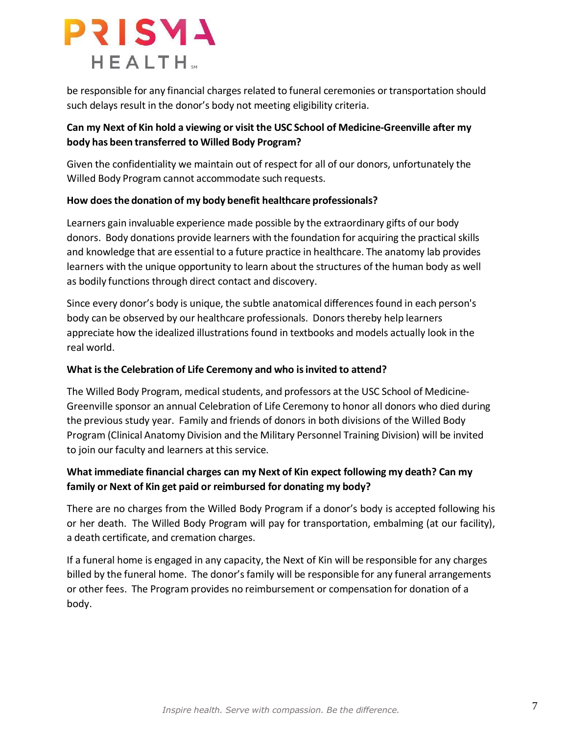be responsible for any financial charges related to funeral ceremonies or transportation should such delays result in the donor's body not meeting eligibility criteria.

**Can my Next of Kin hold a viewing or visit the USC School of Medicine-Greenville after my body has been transferred to Willed Body Program?**

Given the confidentiality we maintain out of respect for all of our donors, unfortunately the Willed Body Program cannot accommodate such requests.

**How does the donation of my body benefit healthcare professionals?**

Learners gain invaluable experience made possible by the extraordinary gifts of our body donors. Body donations provide learners with the foundation for acquiring the practical skills and knowledge that are essential to a future practice in healthcare. The anatomy lab provides learners with the unique opportunity to learn about the structures of the human body as well as bodily functions through direct contact and discovery.

Since every donor's body is unique, the subtle anatomical differences found in each person's body can be observed by our healthcare professionals. Donors thereby help learners appreciate how the idealized illustrations found in textbooks and models actually look in the real world.

**What is the Celebration of Life Ceremony and who is invited to attend?**

The Willed Body Program, medical students, and professors at the USC School of Medicine-Greenville sponsor an annual Celebration of Life Ceremony to honor all donors who died during the previous study year. Family and friends of donors in both divisions of the Willed Body Program (Clinical Anatomy Division and the Military Personnel Training Division) will be invited to join our faculty and learners at this service.

**What immediate financial charges can my Next of Kin expect following my death? Can my family or Next of Kin get paid or reimbursed for donating my body?**

There are no charges from the Willed Body Program if a donor's body is accepted following his or her death. The Willed Body Program will pay for transportation, embalming (at our facility), a death certificate, and cremation charges.

If a funeral home is engaged in any capacity, the Next of Kin will be responsible for any charges billed by the funeral home. The donor's family will be responsible for any funeral arrangements or other fees. The Program provides no reimbursement or compensation for donation of a body.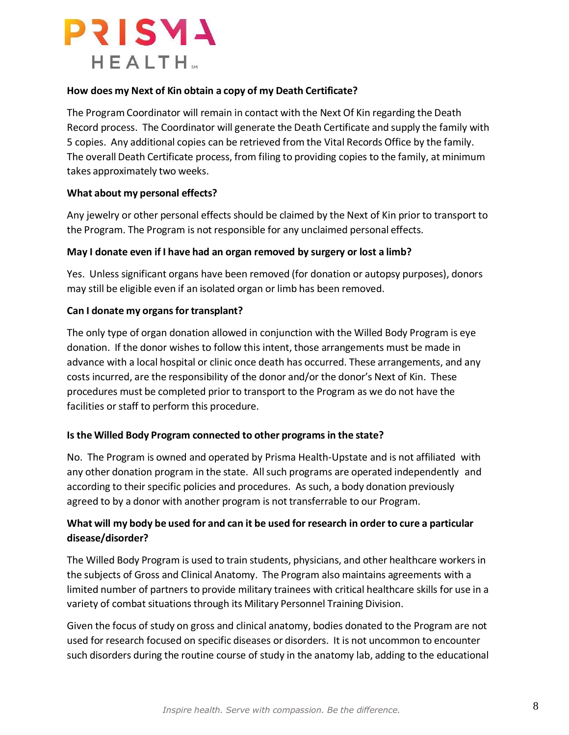**How does my Next of Kin obtain a copy of my Death Certificate?**

The Program Coordinator will remain in contact with the Next Of Kin regarding the Death Record process. The Coordinator will generate the Death Certificate and supply the family with 5 copies. Any additional copies can be retrieved from the Vital Records Office by the family. The overall Death Certificate process, from filing to providing copies to the family, at minimum takes approximately two weeks.

**What about my personal effects?**

Any jewelry or other personal effects should be claimed by the Next of Kin prior to transport to the Program. The Program is not responsible for any unclaimed personal effects.

**May I donate even if I have had an organ removed by surgery or lost a limb?**

Yes. Unless significant organs have been removed (for donation or autopsy purposes), donors may still be eligible even if an isolated organ or limb has been removed.

**Can I donate my organs for transplant?**

The only type of organ donation allowed in conjunction with the Willed Body Program is eye donation. If the donor wishes to follow this intent, those arrangements must be made in advance with a local hospital or clinic once death has occurred. These arrangements, and any costs incurred, are the responsibility of the donor and/or the donor's Next of Kin. These procedures must be completed prior to transport to the Program as we do not have the facilities or staff to perform this procedure.

**Is the Willed Body Program connected to other programs in the state?**

No. The Program is owned and operated by Prisma Health-Upstate and is not affiliated with any other donation program in the state. All such programs are operated independently and according to their specific policies and procedures. As such, a body donation previously agreed to by a donor with another program is not transferrable to our Program.

**What will my body be used for and can it be used for research in order to cure a particular disease/disorder?**

The Willed Body Program is used to train students, physicians, and other healthcare workers in the subjects of Gross and Clinical Anatomy. The Program also maintains agreements with a limited number of partners to provide military trainees with critical healthcare skills for use in a variety of combat situations through its Military Personnel Training Division.

Given the focus of study on gross and clinical anatomy, bodies donated to the Program are not used for research focused on specific diseases or disorders. It is not uncommon to encounter such disorders during the routine course of study in the anatomy lab, adding to the educational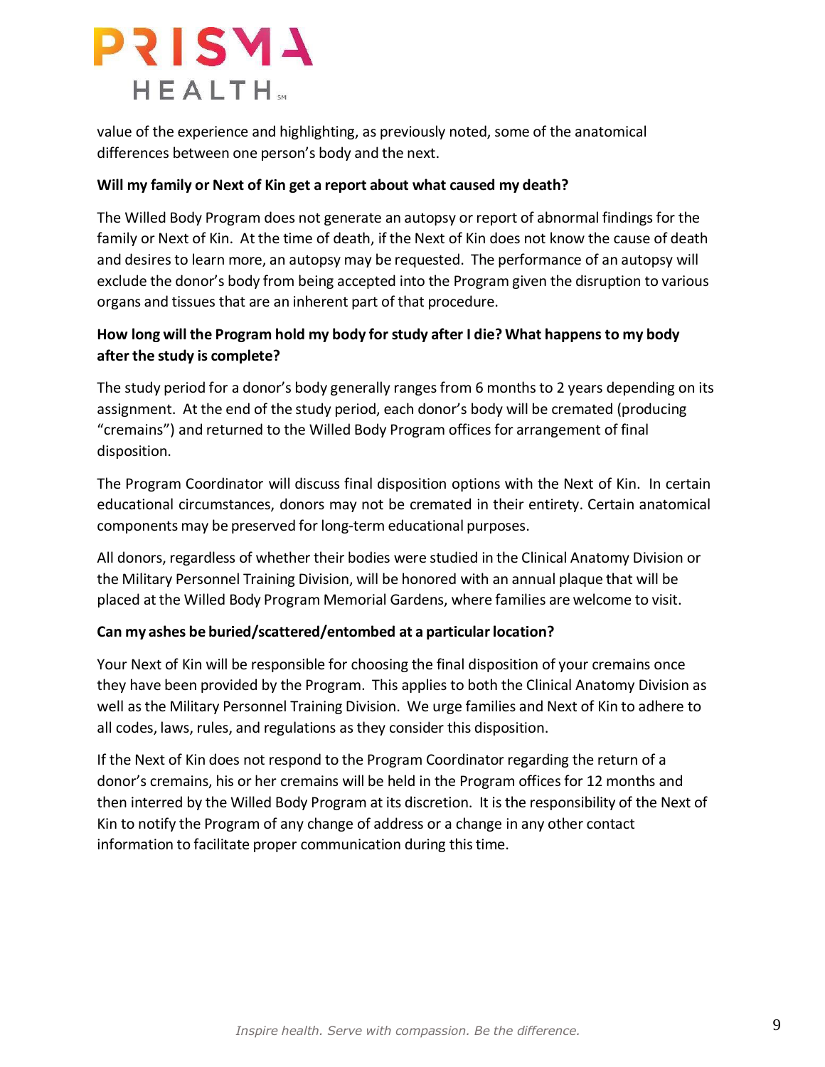value of the experience and highlighting, as previously noted, some of the anatomical differences between one person's body and the next.

**Will my family or Next of Kin get a report about what caused my death?**

The Willed Body Program does not generate an autopsy or report of abnormal findings for the family or Next of Kin. At the time of death, if the Next of Kin does not know the cause of death and desires to learn more, an autopsy may be requested. The performance of an autopsy will exclude the donor's body from being accepted into the Program given the disruption to various organs and tissues that are an inherent part of that procedure.

**How long will the Program hold my body for study after I die? What happens to my body after the study is complete?**

The study period for a donor's body generally ranges from 6 months to 2 years depending on its assignment. At the end of the study period, each donor's body will be cremated (producing "cremains") and returned to the Willed Body Program offices for arrangement of final disposition.

The Program Coordinator will discuss final disposition options with the Next of Kin. In certain educational circumstances, donors may not be cremated in their entirety. Certain anatomical components may be preserved for long-term educational purposes.

All donors, regardless of whether their bodies were studied in the Clinical Anatomy Division or the Military Personnel Training Division, will be honored with an annual plaque that will be placed at the Willed Body Program Memorial Gardens, where families are welcome to visit.

**Can my ashes be buried/scattered/entombed at a particular location?**

Your Next of Kin will be responsible for choosing the final disposition of your cremains once they have been provided by the Program. This applies to both the Clinical Anatomy Division as well as the Military Personnel Training Division. We urge families and Next of Kin to adhere to all codes, laws, rules, and regulations as they consider this disposition.

If the Next of Kin does not respond to the Program Coordinator regarding the return of a donor's cremains, his or her cremains will be held in the Program offices for 12 months and then interred by the Willed Body Program at its discretion. It is the responsibility of the Next of Kin to notify the Program of any change of address or a change in any other contact information to facilitate proper communication during this time.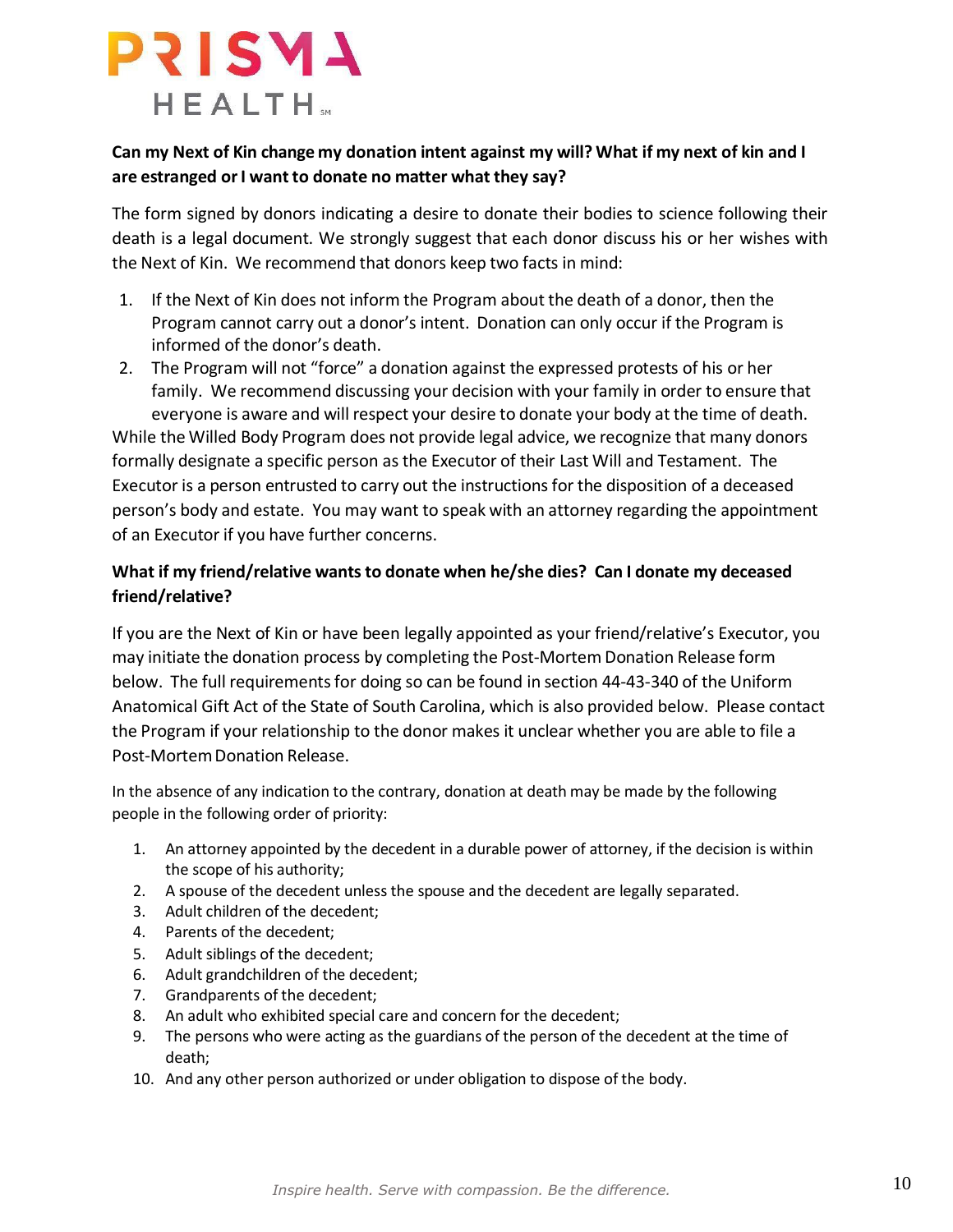**Can my Next of Kin change my donation intent against my will? What if my next of kin and I are estranged or I want to donate no matter what they say?**

The form signed by donors indicating a desire to donate their bodies to science following their death is a legal document. We strongly suggest that each donor discuss his or her wishes with the Next of Kin. We recommend that donors keep two facts in mind:

1. If the Next of Kin does not inform the Program about the death of a donor, then the Program cannot carry out a donor's intent. Donation can only occur if the Program is informed of the donor's death.
2. The Program will not "force" a donation against the expressed protests of his or her family. We recommend discussing your decision with your family in order to ensure that everyone is aware and will respect your desire to donate your body at the time of death.

While the Willed Body Program does not provide legal advice, we recognize that many donors formally designate a specific person as the Executor of their Last Will and Testament. The Executor is a person entrusted to carry out the instructions for the disposition of a deceased person's body and estate. You may want to speak with an attorney regarding the appointment of an Executor if you have further concerns.

**What if my friend/relative wants to donate when he/she dies? Can I donate my deceased friend/relative?**

If you are the Next of Kin or have been legally appointed as your friend/relative's Executor, you may initiate the donation process by completing the Post-Mortem Donation Release form below. The full requirements for doing so can be found in section 44-43-340 of the Uniform Anatomical Gift Act of the State of South Carolina, which is also provided below. Please contact the Program if your relationship to the donor makes it unclear whether you are able to file a Post-Mortem Donation Release.

In the absence of any indication to the contrary, donation at death may be made by the following people in the following order of priority:

1. An attorney appointed by the decedent in a durable power of attorney, if the decision is within the scope of his authority;
2. A spouse of the decedent unless the spouse and the decedent are legally separated.
3. Adult children of the decedent;
4. Parents of the decedent;
5. Adult siblings of the decedent;
6. Adult grandchildren of the decedent;
7. Grandparents of the decedent;
8. An adult who exhibited special care and concern for the decedent;
9. The persons who were acting as the guardians of the person of the decedent at the time of death;
10. And any other person authorized or under obligation to dispose of the body.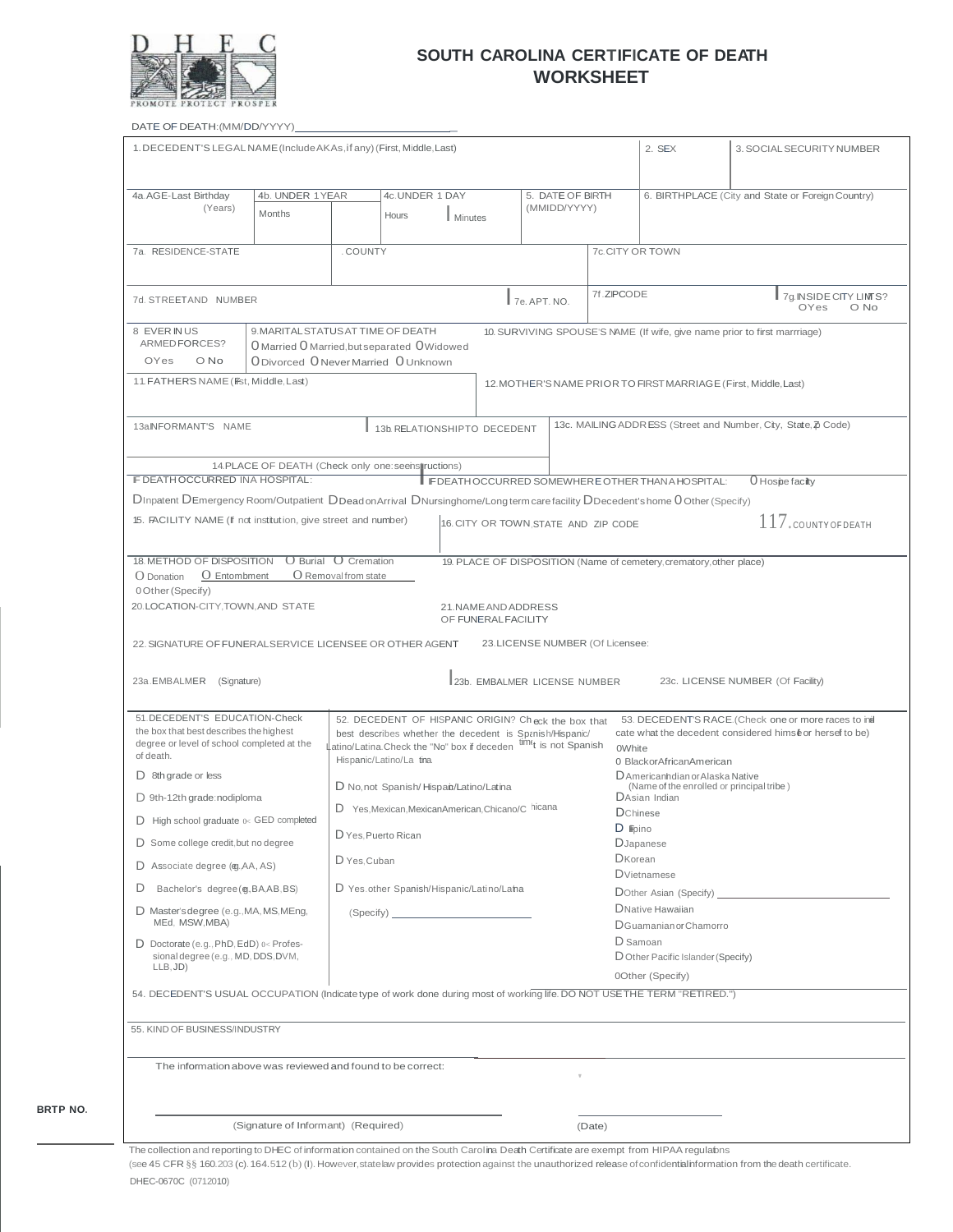DHEC
PROMOTE PROTECT PROSPER

# SOUTH CAROLINA CERTIFICATE OF DEATH WORKSHEET

DATE OF DEATH:(MM/DD/YYYY)____________________

| 1. DECEDENT'S LEGAL NAME (Include AKAs, if any) (First, Middle, Last) | 2. SEX | 3. SOCIAL SECURITY NUMBER |
|---|---|---|
| | | |

| 4a. AGE-Last Birthday (Years) | 4b. UNDER 1 YEAR Months | 4c. UNDER 1 DAY Hours \| Minutes | 5. DATE OF BIRTH (MMIDD/YYYY) | 6. BIRTHPLACE (City and State or Foreign Country) |
|---|---|---|---|---|
| | | | | |

| 7a. RESIDENCE-STATE | . COUNTY | 7c. CITY OR TOWN |
|---|---|---|
| | | |

| 7d. STREET AND NUMBER | 7e. APT. NO. | 7f. ZIPCODE | 7g. INSIDE CITY LIMITS? O Yes O No |
|---|---|---|---|
| | | | |

| 8 EVER IN US ARMED FORCES? O Yes O No | 9. MARITAL STATUS AT TIME OF DEATH O Married O Married, but separated O Widowed O Divorced O Never Married O Unknown | 10. SURVIVING SPOUSE'S NAME (If wife, give name prior to first marrriage) |
|---|---|---|

| 11. FATHER'S NAME (First, Middle, Last) | 12. MOTHER'S NAME PRIOR TO FIRST MARRIAGE (First, Middle, Last) |
|---|---|
| | |

| 13a. INFORMANT'S NAME | 13b. RELATIONSHIP TO DECEDENT | 13c. MAILING ADDRESS (Street and Number, City, State, Zip Code) |
|---|---|---|
| | | |

14. PLACE OF DEATH (Check only one: see instructions)

IF DEATH OCCURRED IN A HOSPITAL: | IF DEATH OCCURRED SOMEWHERE OTHER THAN A HOSPITAL: O Hospice facility

D Inpatient D Emergency Room/Outpatient D Dead on Arrival D Nursing home/Long term care facility D Decedent's home O Other (Specify)

| 15. FACILITY NAME (If not institution, give street and number) | 16. CITY OR TOWN, STATE AND ZIP CODE | 117. COUNTY OF DEATH |
|---|---|---|
| | | |

| 18. METHOD OF DISPOSITION O Burial O Cremation O Donation O Entombment O Removal from state O Other (Specify) | 19. PLACE OF DISPOSITION (Name of cemetery, crematory, other place) |
|---|---|
| 20. LOCATION-CITY, TOWN, AND STATE | 21. NAME AND ADDRESS OF FUNERAL FACILITY |
| 22. SIGNATURE OF FUNERAL SERVICE LICENSEE OR OTHER AGENT | 23. LICENSE NUMBER (Of Licensee: |
| 23a. EMBALMER (Signature) | 23b. EMBALMER LICENSE NUMBER \| 23c. LICENSE NUMBER (Of Facility) |

**51. DECEDENT'S EDUCATION-Check the box that best describes the highest degree or level of school completed at the time of death.**

- D 8th grade or less
- D 9th-12th grade: no diploma
- D High school graduate or GED completed
- D Some college credit, but no degree
- D Associate degree (e.g., AA, AS)
- D Bachelor's degree (e.g., BA, AB, BS)
- D Master's degree (e.g., MA, MS, MEng, MEd, MSW, MBA)
- D Doctorate (e.g., PhD, EdD) or Professional degree (e.g., MD, DDS, DVM, LLB, JD)

**52. DECEDENT OF HISPANIC ORIGIN? Check the box that best describes whether the decedent is Spanish/Hispanic/Latino/Latina. Check the "No" box if decedent is not Spanish Hispanic/Latino/Latina.**

- D No, not Spanish/ Hispanic/Latino/Latina
- D Yes, Mexican, Mexican American, Chicano/Chicana
- D Yes, Puerto Rican
- D Yes, Cuban
- D Yes, other Spanish/Hispanic/Latino/Latina (Specify) ____________________

**53. DECEDENT'S RACE (Check one or more races to indicate what the decedent considered himself or herself to be)**

- O White
- O Black or African American
- D American Indian or Alaska Native (Name of the enrolled or principal tribe)
- D Asian Indian
- D Chinese
- D Filipino
- D Japanese
- D Korean
- D Vietnamese
- D Other Asian (Specify) ____________________
- D Native Hawaiian
- D Guamanian or Chamorro
- D Samoan
- D Other Pacific Islander (Specify)
- O Other (Specify)

54. DECEDENT'S USUAL OCCUPATION (Indicate type of work done during most of working life. DO NOT USE THE TERM "RETIRED.")

55. KIND OF BUSINESS/INDUSTRY

The information above was reviewed and found to be correct:

____________________ (Signature of Informant) (Required) ____________________ (Date)

BRTP NO.

The collection and reporting to DHEC of information contained on the South Carolina Death Certificate are exempt from HIPAA regulations (see 45 CFR §§ 160.203 (c), 164.512 (b) (l). However, state law provides protection against the unauthorized release of confidential information from the death certificate.

DHEC-0670C (07/2010)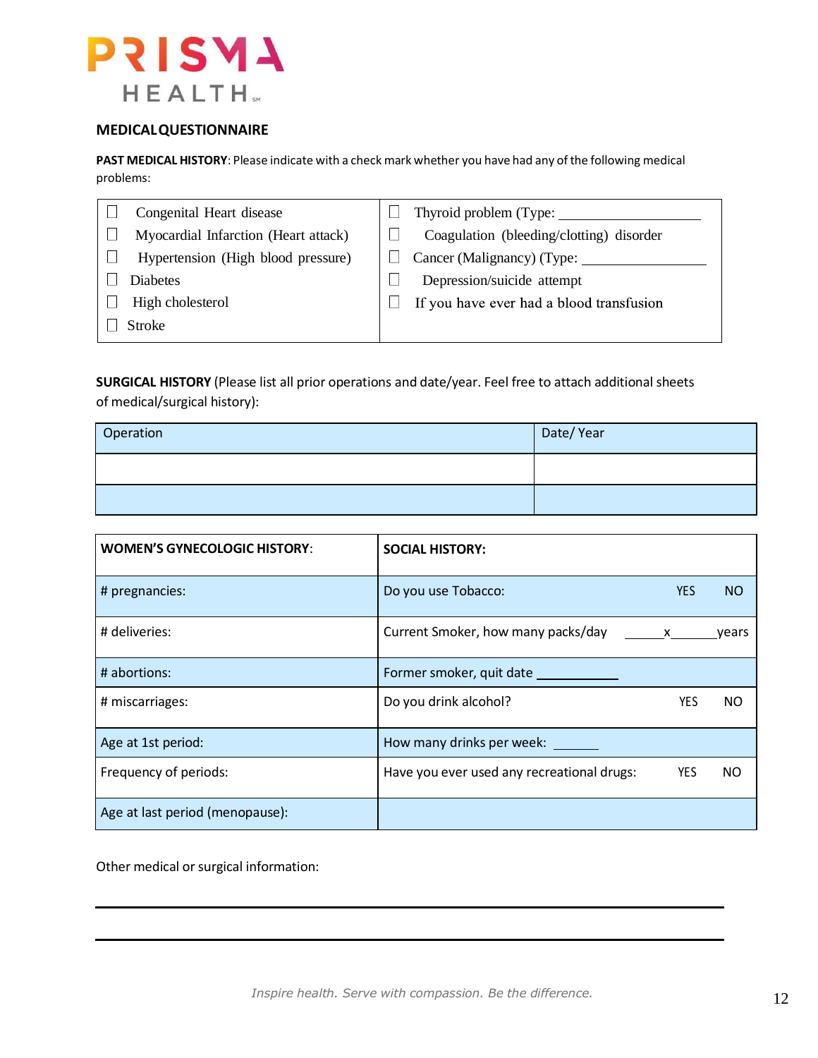PRISMA HEALTH

## MEDICAL QUESTIONNAIRE

**PAST MEDICAL HISTORY**: Please indicate with a check mark whether you have had any of the following medical problems:

| | |
|---|---|
| ☐ Congenital Heart disease | ☐ Thyroid problem (Type: ___________________ |
| ☐ Myocardial Infarction (Heart attack) | ☐ Coagulation (bleeding/clotting) disorder |
| ☐ Hypertension (High blood pressure) | ☐ Cancer (Malignancy) (Type: _________________ |
| ☐ Diabetes | ☐ Depression/suicide attempt |
| ☐ High cholesterol | ☐ If you have ever had a blood transfusion |
| ☐ Stroke | |

**SURGICAL HISTORY** (Please list all prior operations and date/year. Feel free to attach additional sheets of medical/surgical history):

| Operation | Date/ Year |
|---|---|
| | |
| | |

| WOMEN'S GYNECOLOGIC HISTORY: | SOCIAL HISTORY: |
|---|---|
| # pregnancies: | Do you use Tobacco: YES NO |
| # deliveries: | Current Smoker, how many packs/day ______x______years |
| # abortions: | Former smoker, quit date ____________ |
| # miscarriages: | Do you drink alcohol? YES NO |
| Age at 1st period: | How many drinks per week: ______ |
| Frequency of periods: | Have you ever used any recreational drugs: YES NO |
| Age at last period (menopause): | |

Other medical or surgical information:

______________________________________________________________________________

______________________________________________________________________________

*Inspire health. Serve with compassion. Be the difference.*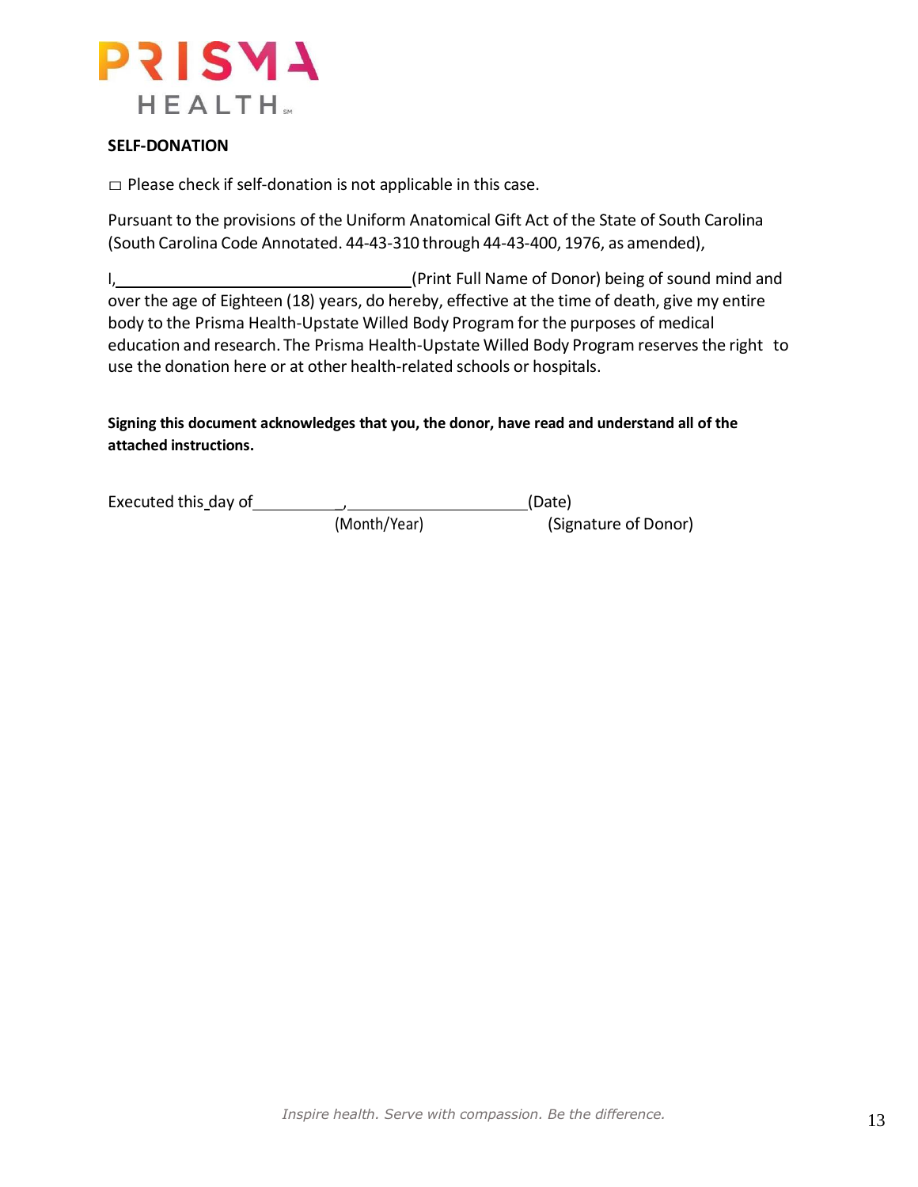## SELF-DONATION

□ Please check if self-donation is not applicable in this case.

Pursuant to the provisions of the Uniform Anatomical Gift Act of the State of South Carolina (South Carolina Code Annotated. 44-43-310 through 44-43-400, 1976, as amended),

I,\_\_\_\_\_\_\_\_\_\_\_\_\_\_\_\_\_\_\_\_\_\_\_\_\_\_\_\_\_\_\_\_\_\_(Print Full Name of Donor) being of sound mind and over the age of Eighteen (18) years, do hereby, effective at the time of death, give my entire body to the Prisma Health-Upstate Willed Body Program for the purposes of medical education and research. The Prisma Health-Upstate Willed Body Program reserves the right to use the donation here or at other health-related schools or hospitals.

**Signing this document acknowledges that you, the donor, have read and understand all of the attached instructions.**

Executed this day of \_\_\_\_\_\_\_\_\_\_, \_\_\_\_\_\_\_\_\_\_\_\_\_\_\_\_\_\_\_\_(Date)
(Month/Year) (Signature of Donor)

*Inspire health. Serve with compassion. Be the difference.*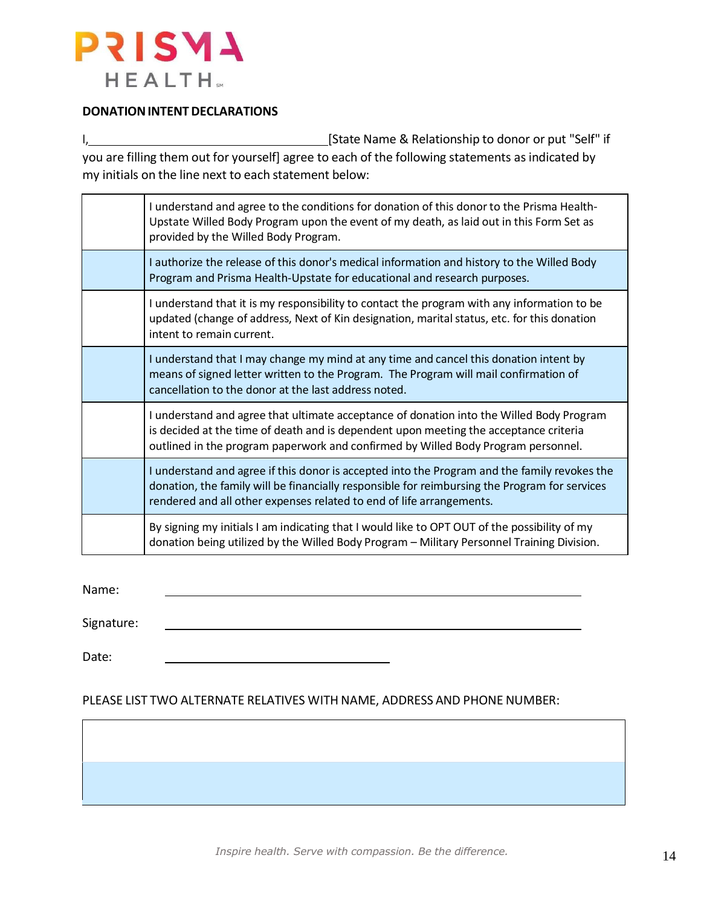PRISMA HEALTH

**DONATION INTENT DECLARATIONS**

I,\_\_\_\_\_\_\_\_\_\_\_\_\_\_\_\_\_\_\_\_\_\_\_\_\_\_\_\_\_\_\_\_\_\_\_\_[State Name & Relationship to donor or put "Self" if you are filling them out for yourself] agree to each of the following statements as indicated by my initials on the line next to each statement below:

| | |
|---|---|
| | I understand and agree to the conditions for donation of this donor to the Prisma Health-Upstate Willed Body Program upon the event of my death, as laid out in this Form Set as provided by the Willed Body Program. |
| | I authorize the release of this donor's medical information and history to the Willed Body Program and Prisma Health-Upstate for educational and research purposes. |
| | I understand that it is my responsibility to contact the program with any information to be updated (change of address, Next of Kin designation, marital status, etc. for this donation intent to remain current. |
| | I understand that I may change my mind at any time and cancel this donation intent by means of signed letter written to the Program. The Program will mail confirmation of cancellation to the donor at the last address noted. |
| | I understand and agree that ultimate acceptance of donation into the Willed Body Program is decided at the time of death and is dependent upon meeting the acceptance criteria outlined in the program paperwork and confirmed by Willed Body Program personnel. |
| | I understand and agree if this donor is accepted into the Program and the family revokes the donation, the family will be financially responsible for reimbursing the Program for services rendered and all other expenses related to end of life arrangements. |
| | By signing my initials I am indicating that I would like to OPT OUT of the possibility of my donation being utilized by the Willed Body Program – Military Personnel Training Division. |

Name: \_\_\_\_\_\_\_\_\_\_\_\_\_\_\_\_\_\_\_\_\_\_\_\_\_\_\_\_\_\_\_\_\_\_\_\_\_\_\_\_

Signature: \_\_\_\_\_\_\_\_\_\_\_\_\_\_\_\_\_\_\_\_\_\_\_\_\_\_\_\_\_\_\_\_\_\_\_\_\_\_\_\_

Date: \_\_\_\_\_\_\_\_\_\_\_\_\_\_\_\_\_\_\_\_\_\_\_\_

PLEASE LIST TWO ALTERNATE RELATIVES WITH NAME, ADDRESS AND PHONE NUMBER:

| |
|---|
| |
| |

*Inspire health. Serve with compassion. Be the difference.*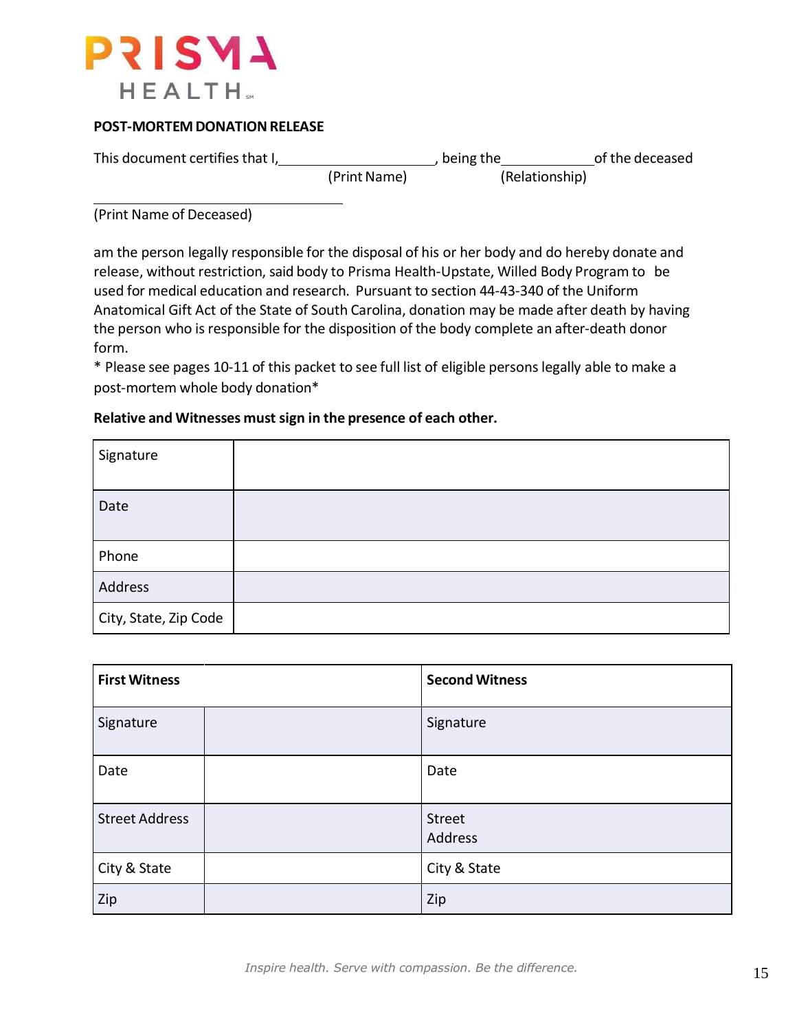PRISMA HEALTH

**POST-MORTEM DONATION RELEASE**

This document certifies that I, ______________________, being the ____________ of the deceased
(Print Name) (Relationship)

______________________________
(Print Name of Deceased)

am the person legally responsible for the disposal of his or her body and do hereby donate and release, without restriction, said body to Prisma Health-Upstate, Willed Body Program to be used for medical education and research. Pursuant to section 44-43-340 of the Uniform Anatomical Gift Act of the State of South Carolina, donation may be made after death by having the person who is responsible for the disposition of the body complete an after-death donor form.
* Please see pages 10-11 of this packet to see full list of eligible persons legally able to make a post-mortem whole body donation*

**Relative and Witnesses must sign in the presence of each other.**

| | |
|---|---|
| Signature | |
| Date | |
| Phone | |
| Address | |
| City, State, Zip Code | |

| **First Witness** | | **Second Witness** | |
|---|---|---|---|
| Signature | | Signature | |
| Date | | Date | |
| Street Address | | Street Address | |
| City & State | | City & State | |
| Zip | | Zip | |

*Inspire health. Serve with compassion. Be the difference.*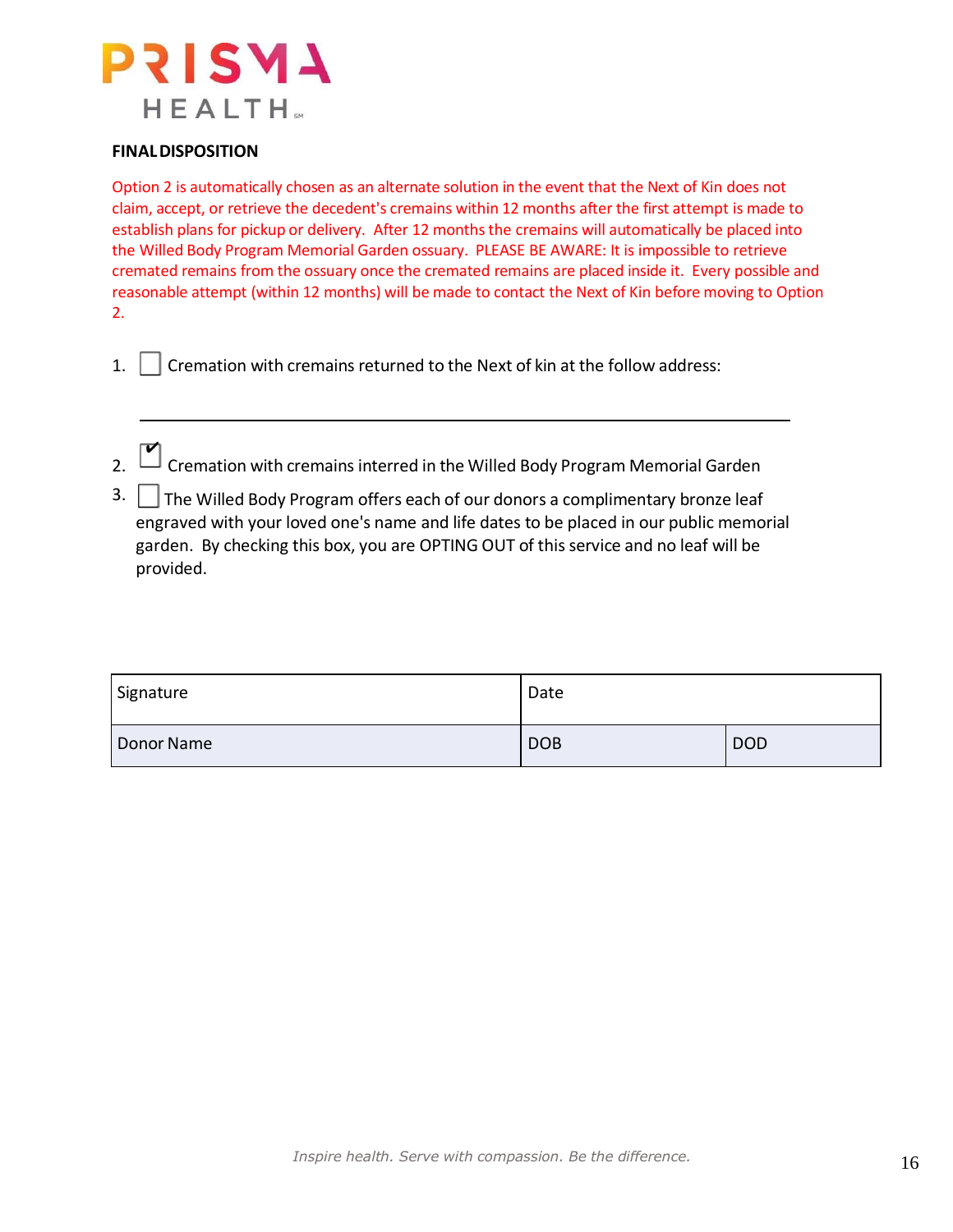PRISMA HEALTH

**FINAL DISPOSITION**

Option 2 is automatically chosen as an alternate solution in the event that the Next of Kin does not claim, accept, or retrieve the decedent's cremains within 12 months after the first attempt is made to establish plans for pickup or delivery. After 12 months the cremains will automatically be placed into the Willed Body Program Memorial Garden ossuary. PLEASE BE AWARE: It is impossible to retrieve cremated remains from the ossuary once the cremated remains are placed inside it. Every possible and reasonable attempt (within 12 months) will be made to contact the Next of Kin before moving to Option 2.

1. ☐ Cremation with cremains returned to the Next of kin at the follow address:

   ______________________________________________________________

2. ☑ Cremation with cremains interred in the Willed Body Program Memorial Garden
3. ☐ The Willed Body Program offers each of our donors a complimentary bronze leaf engraved with your loved one's name and life dates to be placed in our public memorial garden. By checking this box, you are OPTING OUT of this service and no leaf will be provided.

| | | |
|---|---|---|
| Signature | Date | |
| Donor Name | DOB | DOD |

*Inspire health. Serve with compassion. Be the difference.*